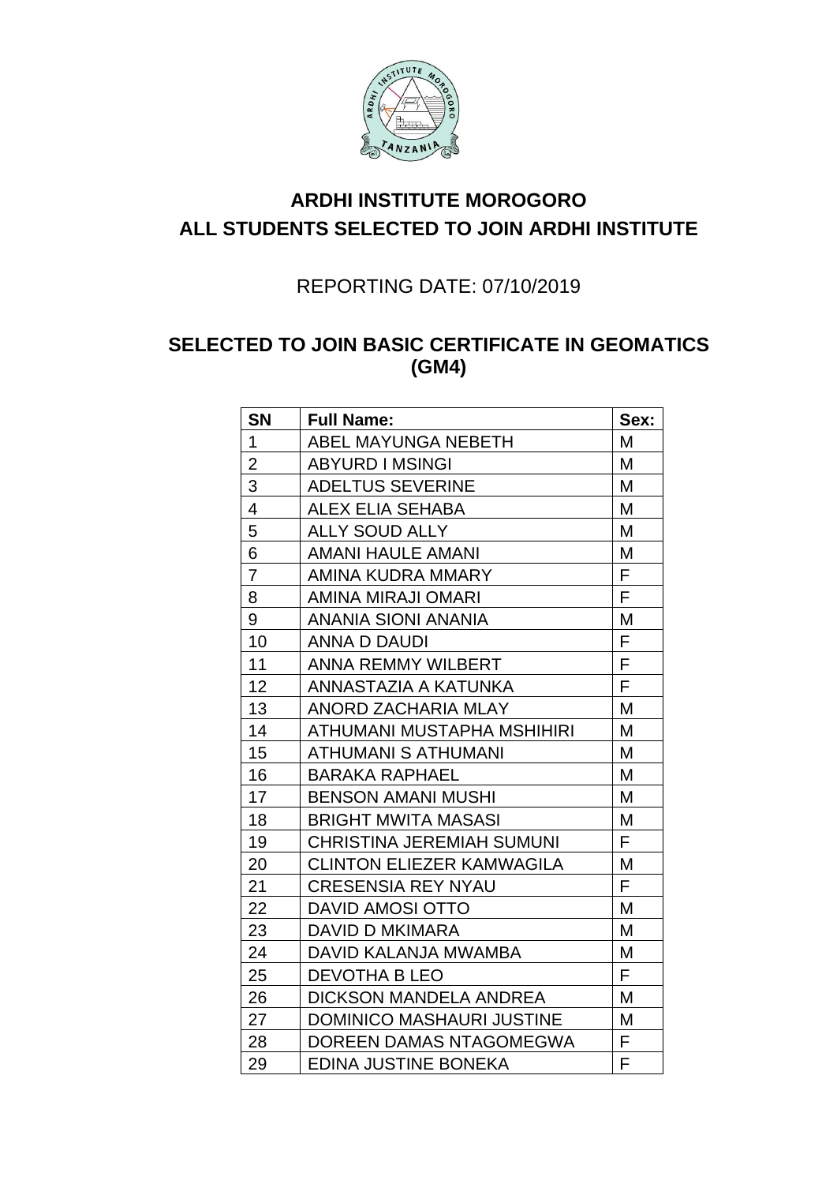# ARDHI INSTITUTE MOROGORO
# ALL STUDENTS SELECTED TO JOIN ARDHI INSTITUTE

REPORTING DATE: 07/10/2019

## SELECTED TO JOIN BASIC CERTIFICATE IN GEOMATICS (GM4)

| SN | Full Name: | Sex: |
|---|---|---|
| 1 | ABEL MAYUNGA NEBETH | M |
| 2 | ABYURD I MSINGI | M |
| 3 | ADELTUS SEVERINE | M |
| 4 | ALEX ELIA SEHABA | M |
| 5 | ALLY SOUD ALLY | M |
| 6 | AMANI HAULE AMANI | M |
| 7 | AMINA KUDRA MMARY | F |
| 8 | AMINA MIRAJI OMARI | F |
| 9 | ANANIA SIONI ANANIA | M |
| 10 | ANNA D DAUDI | F |
| 11 | ANNA REMMY WILBERT | F |
| 12 | ANNASTAZIA A KATUNKA | F |
| 13 | ANORD ZACHARIA MLAY | M |
| 14 | ATHUMANI MUSTAPHA MSHIHIRI | M |
| 15 | ATHUMANI S ATHUMANI | M |
| 16 | BARAKA RAPHAEL | M |
| 17 | BENSON AMANI MUSHI | M |
| 18 | BRIGHT MWITA MASASI | M |
| 19 | CHRISTINA JEREMIAH SUMUNI | F |
| 20 | CLINTON ELIEZER KAMWAGILA | M |
| 21 | CRESENSIA REY NYAU | F |
| 22 | DAVID AMOSI OTTO | M |
| 23 | DAVID D MKIMARA | M |
| 24 | DAVID KALANJA MWAMBA | M |
| 25 | DEVOTHA B LEO | F |
| 26 | DICKSON MANDELA ANDREA | M |
| 27 | DOMINICO MASHAURI JUSTINE | M |
| 28 | DOREEN DAMAS NTAGOMEGWA | F |
| 29 | EDINA JUSTINE BONEKA | F |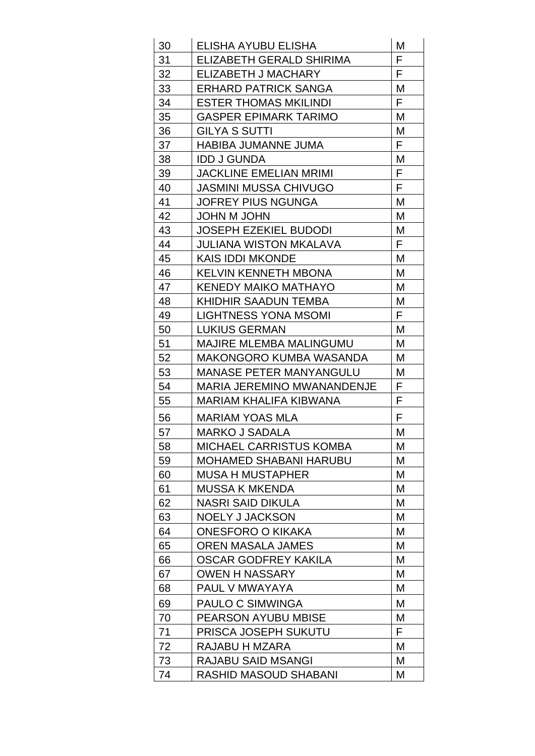| | | |
|---|---|---|
| 30 | ELISHA AYUBU ELISHA | M |
| 31 | ELIZABETH GERALD SHIRIMA | F |
| 32 | ELIZABETH J MACHARY | F |
| 33 | ERHARD PATRICK SANGA | M |
| 34 | ESTER THOMAS MKILINDI | F |
| 35 | GASPER EPIMARK TARIMO | M |
| 36 | GILYA S SUTTI | M |
| 37 | HABIBA JUMANNE JUMA | F |
| 38 | IDD J GUNDA | M |
| 39 | JACKLINE EMELIAN MRIMI | F |
| 40 | JASMINI MUSSA CHIVUGO | F |
| 41 | JOFREY PIUS NGUNGA | M |
| 42 | JOHN M JOHN | M |
| 43 | JOSEPH EZEKIEL BUDODI | M |
| 44 | JULIANA WISTON MKALAVA | F |
| 45 | KAIS IDDI MKONDE | M |
| 46 | KELVIN KENNETH MBONA | M |
| 47 | KENEDY MAIKO MATHAYO | M |
| 48 | KHIDHIR SAADUN TEMBA | M |
| 49 | LIGHTNESS YONA MSOMI | F |
| 50 | LUKIUS GERMAN | M |
| 51 | MAJIRE MLEMBA MALINGUMU | M |
| 52 | MAKONGORO KUMBA WASANDA | M |
| 53 | MANASE PETER MANYANGULU | M |
| 54 | MARIA JEREMINO MWANANDENJE | F |
| 55 | MARIAM KHALIFA KIBWANA | F |
| 56 | MARIAM YOAS MLA | F |
| 57 | MARKO J SADALA | M |
| 58 | MICHAEL CARRISTUS KOMBA | M |
| 59 | MOHAMED SHABANI HARUBU | M |
| 60 | MUSA H MUSTAPHER | M |
| 61 | MUSSA K MKENDA | M |
| 62 | NASRI SAID DIKULA | M |
| 63 | NOELY J JACKSON | M |
| 64 | ONESFORO O KIKAKA | M |
| 65 | OREN MASALA JAMES | M |
| 66 | OSCAR GODFREY KAKILA | M |
| 67 | OWEN H NASSARY | M |
| 68 | PAUL V MWAYAYA | M |
| 69 | PAULO C SIMWINGA | M |
| 70 | PEARSON AYUBU MBISE | M |
| 71 | PRISCA JOSEPH SUKUTU | F |
| 72 | RAJABU H MZARA | M |
| 73 | RAJABU SAID MSANGI | M |
| 74 | RASHID MASOUD SHABANI | M |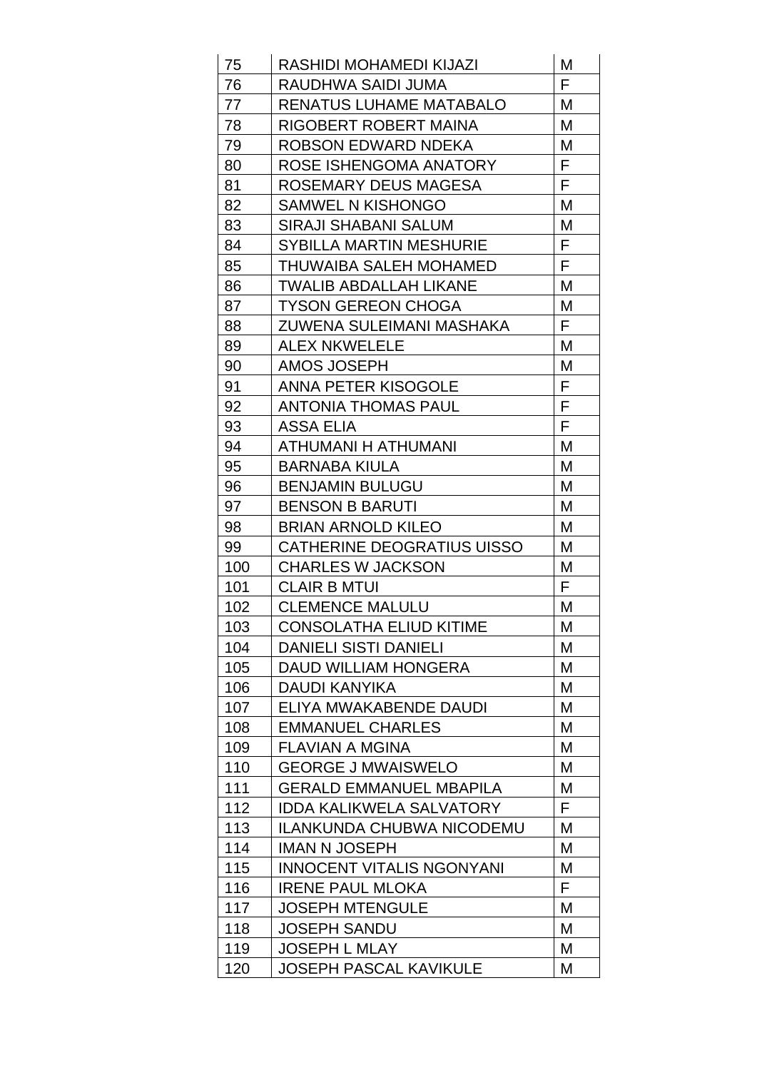| | | |
|---|---|---|
| 75 | RASHIDI MOHAMEDI KIJAZI | M |
| 76 | RAUDHWA SAIDI JUMA | F |
| 77 | RENATUS LUHAME MATABALO | M |
| 78 | RIGOBERT ROBERT MAINA | M |
| 79 | ROBSON EDWARD NDEKA | M |
| 80 | ROSE ISHENGOMA ANATORY | F |
| 81 | ROSEMARY DEUS MAGESA | F |
| 82 | SAMWEL N KISHONGO | M |
| 83 | SIRAJI SHABANI SALUM | M |
| 84 | SYBILLA MARTIN MESHURIE | F |
| 85 | THUWAIBA SALEH MOHAMED | F |
| 86 | TWALIB ABDALLAH LIKANE | M |
| 87 | TYSON GEREON CHOGA | M |
| 88 | ZUWENA SULEIMANI MASHAKA | F |
| 89 | ALEX NKWELELE | M |
| 90 | AMOS JOSEPH | M |
| 91 | ANNA PETER KISOGOLE | F |
| 92 | ANTONIA THOMAS PAUL | F |
| 93 | ASSA ELIA | F |
| 94 | ATHUMANI H ATHUMANI | M |
| 95 | BARNABA KIULA | M |
| 96 | BENJAMIN BULUGU | M |
| 97 | BENSON B BARUTI | M |
| 98 | BRIAN ARNOLD KILEO | M |
| 99 | CATHERINE DEOGRATIUS UISSO | M |
| 100 | CHARLES W JACKSON | M |
| 101 | CLAIR B MTUI | F |
| 102 | CLEMENCE MALULU | M |
| 103 | CONSOLATHA ELIUD KITIME | M |
| 104 | DANIELI SISTI DANIELI | M |
| 105 | DAUD WILLIAM HONGERA | M |
| 106 | DAUDI KANYIKA | M |
| 107 | ELIYA MWAKABENDE DAUDI | M |
| 108 | EMMANUEL CHARLES | M |
| 109 | FLAVIAN A MGINA | M |
| 110 | GEORGE J MWAISWELO | M |
| 111 | GERALD EMMANUEL MBAPILA | M |
| 112 | IDDA KALIKWELA SALVATORY | F |
| 113 | ILANKUNDA CHUBWA NICODEMU | M |
| 114 | IMAN N JOSEPH | M |
| 115 | INNOCENT VITALIS NGONYANI | M |
| 116 | IRENE PAUL MLOKA | F |
| 117 | JOSEPH MTENGULE | M |
| 118 | JOSEPH SANDU | M |
| 119 | JOSEPH L MLAY | M |
| 120 | JOSEPH PASCAL KAVIKULE | M |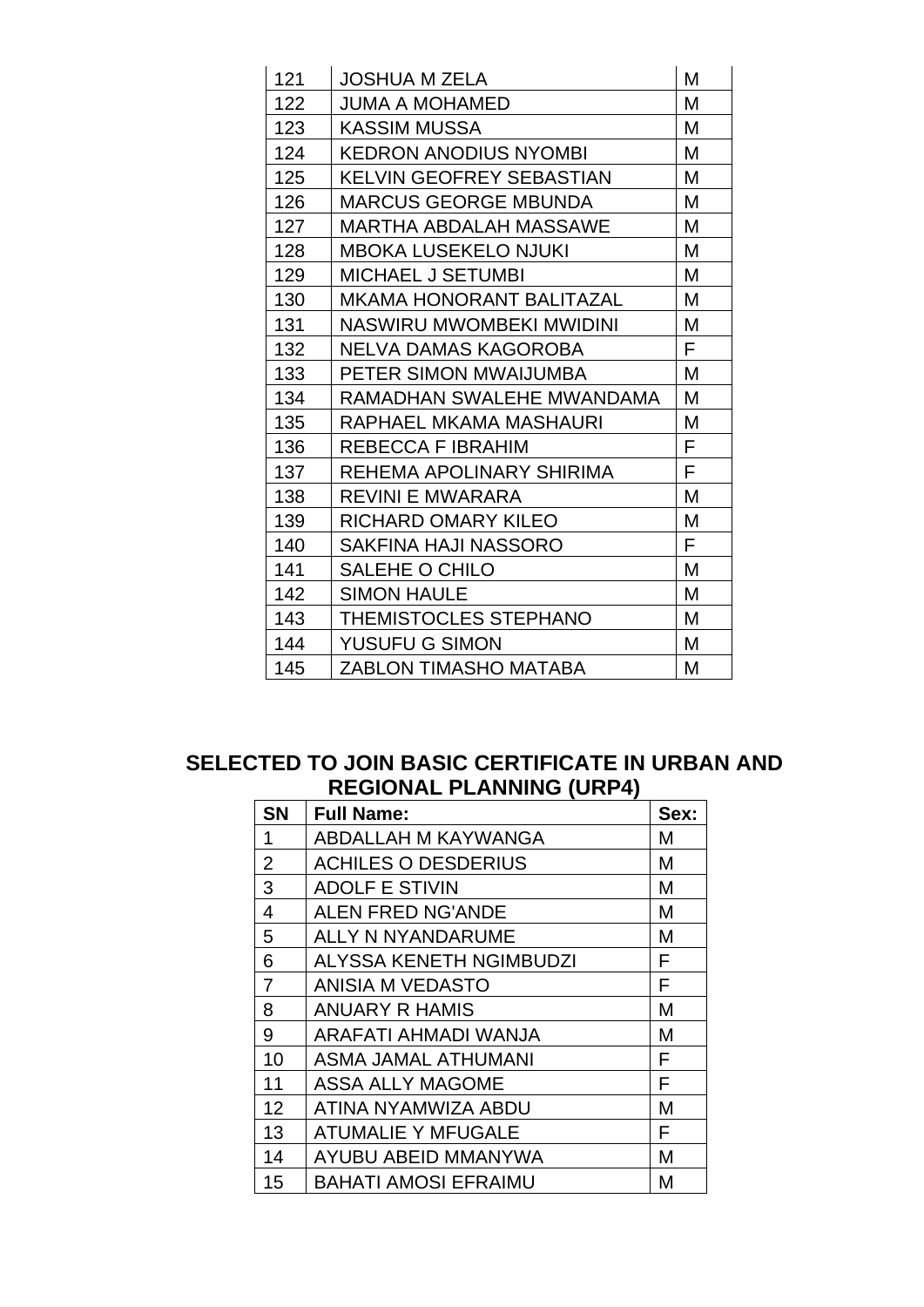| | | |
|---|---|---|
| 121 | JOSHUA M ZELA | M |
| 122 | JUMA A MOHAMED | M |
| 123 | KASSIM MUSSA | M |
| 124 | KEDRON ANODIUS NYOMBI | M |
| 125 | KELVIN GEOFREY SEBASTIAN | M |
| 126 | MARCUS GEORGE MBUNDA | M |
| 127 | MARTHA ABDALAH MASSAWE | M |
| 128 | MBOKA LUSEKELO NJUKI | M |
| 129 | MICHAEL J SETUMBI | M |
| 130 | MKAMA HONORANT BALITAZAL | M |
| 131 | NASWIRU MWOMBEKI MWIDINI | M |
| 132 | NELVA DAMAS KAGOROBA | F |
| 133 | PETER SIMON MWAIJUMBA | M |
| 134 | RAMADHAN SWALEHE MWANDAMA | M |
| 135 | RAPHAEL MKAMA MASHAURI | M |
| 136 | REBECCA F IBRAHIM | F |
| 137 | REHEMA APOLINARY SHIRIMA | F |
| 138 | REVINI E MWARARA | M |
| 139 | RICHARD OMARY KILEO | M |
| 140 | SAKFINA HAJI NASSORO | F |
| 141 | SALEHE O CHILO | M |
| 142 | SIMON HAULE | M |
| 143 | THEMISTOCLES STEPHANO | M |
| 144 | YUSUFU G SIMON | M |
| 145 | ZABLON TIMASHO MATABA | M |

## SELECTED TO JOIN BASIC CERTIFICATE IN URBAN AND REGIONAL PLANNING (URP4)

| SN | Full Name: | Sex: |
|---|---|---|
| 1 | ABDALLAH M KAYWANGA | M |
| 2 | ACHILES O DESDERIUS | M |
| 3 | ADOLF E STIVIN | M |
| 4 | ALEN FRED NG'ANDE | M |
| 5 | ALLY N NYANDARUME | M |
| 6 | ALYSSA KENETH NGIMBUDZI | F |
| 7 | ANISIA M VEDASTO | F |
| 8 | ANUARY R HAMIS | M |
| 9 | ARAFATI AHMADI WANJA | M |
| 10 | ASMA JAMAL ATHUMANI | F |
| 11 | ASSA ALLY MAGOME | F |
| 12 | ATINA NYAMWIZA ABDU | M |
| 13 | ATUMALIE Y MFUGALE | F |
| 14 | AYUBU ABEID MMANYWA | M |
| 15 | BAHATI AMOSI EFRAIMU | M |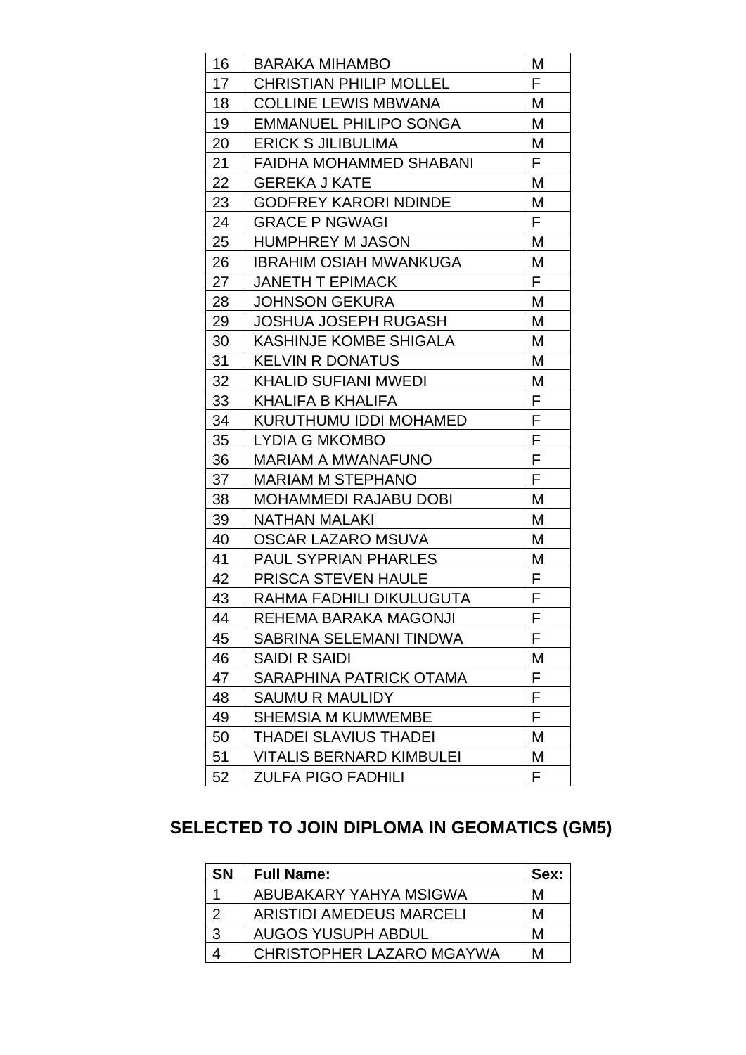| | | |
|---|---|---|
| 16 | BARAKA MIHAMBO | M |
| 17 | CHRISTIAN PHILIP MOLLEL | F |
| 18 | COLLINE LEWIS MBWANA | M |
| 19 | EMMANUEL PHILIPO SONGA | M |
| 20 | ERICK S JILIBULIMA | M |
| 21 | FAIDHA MOHAMMED SHABANI | F |
| 22 | GEREKA J KATE | M |
| 23 | GODFREY KARORI NDINDE | M |
| 24 | GRACE P NGWAGI | F |
| 25 | HUMPHREY M JASON | M |
| 26 | IBRAHIM OSIAH MWANKUGA | M |
| 27 | JANETH T EPIMACK | F |
| 28 | JOHNSON GEKURA | M |
| 29 | JOSHUA JOSEPH RUGASH | M |
| 30 | KASHINJE KOMBE SHIGALA | M |
| 31 | KELVIN R DONATUS | M |
| 32 | KHALID SUFIANI MWEDI | M |
| 33 | KHALIFA B KHALIFA | F |
| 34 | KURUTHUMU IDDI MOHAMED | F |
| 35 | LYDIA G MKOMBO | F |
| 36 | MARIAM A MWANAFUNO | F |
| 37 | MARIAM M STEPHANO | F |
| 38 | MOHAMMEDI RAJABU DOBI | M |
| 39 | NATHAN MALAKI | M |
| 40 | OSCAR LAZARO MSUVA | M |
| 41 | PAUL SYPRIAN PHARLES | M |
| 42 | PRISCA STEVEN HAULE | F |
| 43 | RAHMA FADHILI DIKULUGUTA | F |
| 44 | REHEMA BARAKA MAGONJI | F |
| 45 | SABRINA SELEMANI TINDWA | F |
| 46 | SAIDI R SAIDI | M |
| 47 | SARAPHINA PATRICK OTAMA | F |
| 48 | SAUMU R MAULIDY | F |
| 49 | SHEMSIA M KUMWEMBE | F |
| 50 | THADEI SLAVIUS THADEI | M |
| 51 | VITALIS BERNARD KIMBULEI | M |
| 52 | ZULFA PIGO FADHILI | F |

## SELECTED TO JOIN DIPLOMA IN GEOMATICS (GM5)

| SN | Full Name: | Sex: |
|---|---|---|
| 1 | ABUBAKARY YAHYA MSIGWA | M |
| 2 | ARISTIDI AMEDEUS MARCELI | M |
| 3 | AUGOS YUSUPH ABDUL | M |
| 4 | CHRISTOPHER LAZARO MGAYWA | M |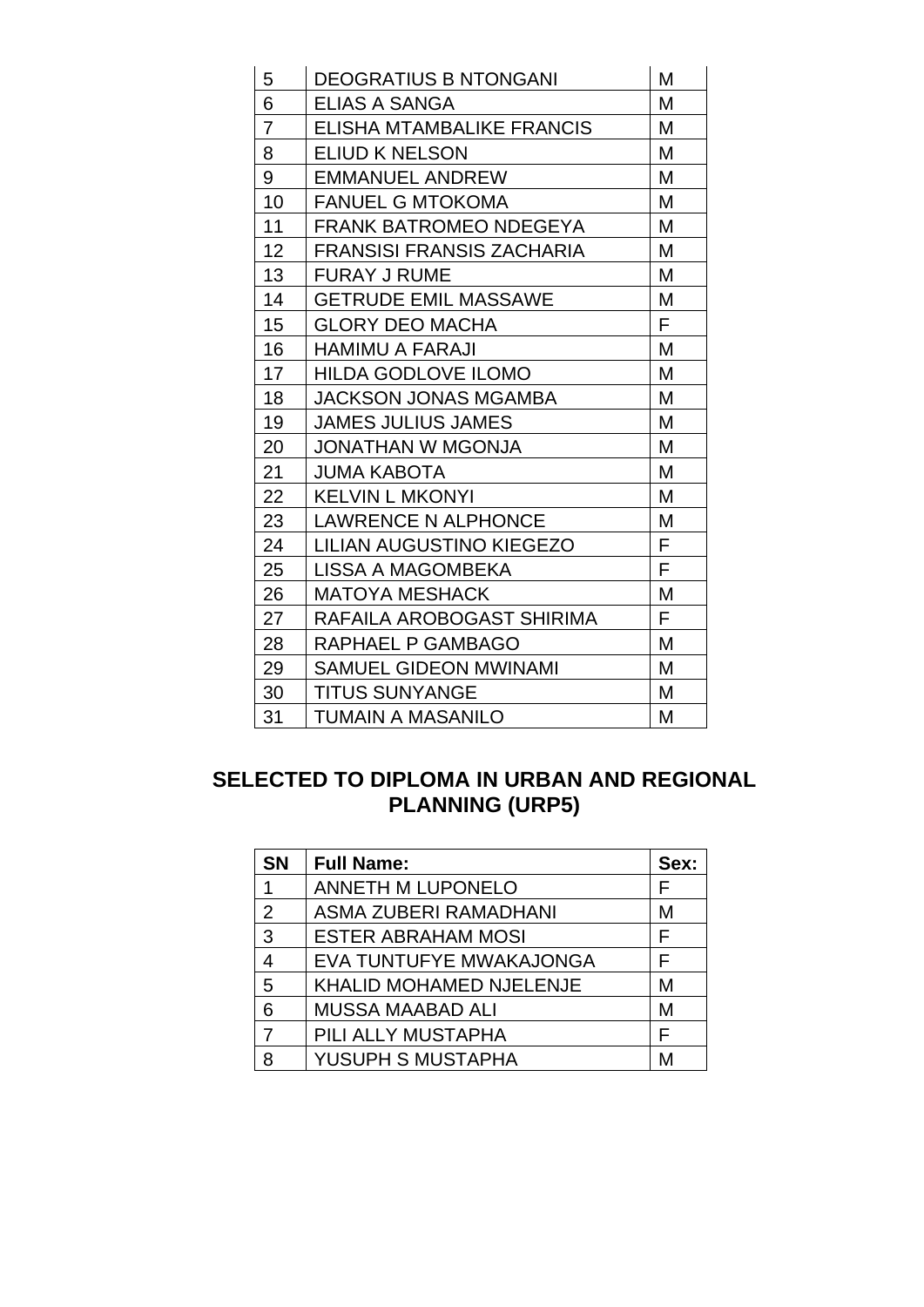| | | |
|---|---|---|
| 5 | DEOGRATIUS B NTONGANI | M |
| 6 | ELIAS A SANGA | M |
| 7 | ELISHA MTAMBALIKE FRANCIS | M |
| 8 | ELIUD K NELSON | M |
| 9 | EMMANUEL ANDREW | M |
| 10 | FANUEL G MTOKOMA | M |
| 11 | FRANK BATROMEO NDEGEYA | M |
| 12 | FRANSISI FRANSIS ZACHARIA | M |
| 13 | FURAY J RUME | M |
| 14 | GETRUDE EMIL MASSAWE | M |
| 15 | GLORY DEO MACHA | F |
| 16 | HAMIMU A FARAJI | M |
| 17 | HILDA GODLOVE ILOMO | M |
| 18 | JACKSON JONAS MGAMBA | M |
| 19 | JAMES JULIUS JAMES | M |
| 20 | JONATHAN W MGONJA | M |
| 21 | JUMA KABOTA | M |
| 22 | KELVIN L MKONYI | M |
| 23 | LAWRENCE N ALPHONCE | M |
| 24 | LILIAN AUGUSTINO KIEGEZO | F |
| 25 | LISSA A MAGOMBEKA | F |
| 26 | MATOYA MESHACK | M |
| 27 | RAFAILA AROBOGAST SHIRIMA | F |
| 28 | RAPHAEL P GAMBAGO | M |
| 29 | SAMUEL GIDEON MWINAMI | M |
| 30 | TITUS SUNYANGE | M |
| 31 | TUMAIN A MASANILO | M |

## SELECTED TO DIPLOMA IN URBAN AND REGIONAL PLANNING (URP5)

| SN | Full Name: | Sex: |
|---|---|---|
| 1 | ANNETH M LUPONELO | F |
| 2 | ASMA ZUBERI RAMADHANI | M |
| 3 | ESTER ABRAHAM MOSI | F |
| 4 | EVA TUNTUFYE MWAKAJONGA | F |
| 5 | KHALID MOHAMED NJELENJE | M |
| 6 | MUSSA MAABAD ALI | M |
| 7 | PILI ALLY MUSTAPHA | F |
| 8 | YUSUPH S MUSTAPHA | M |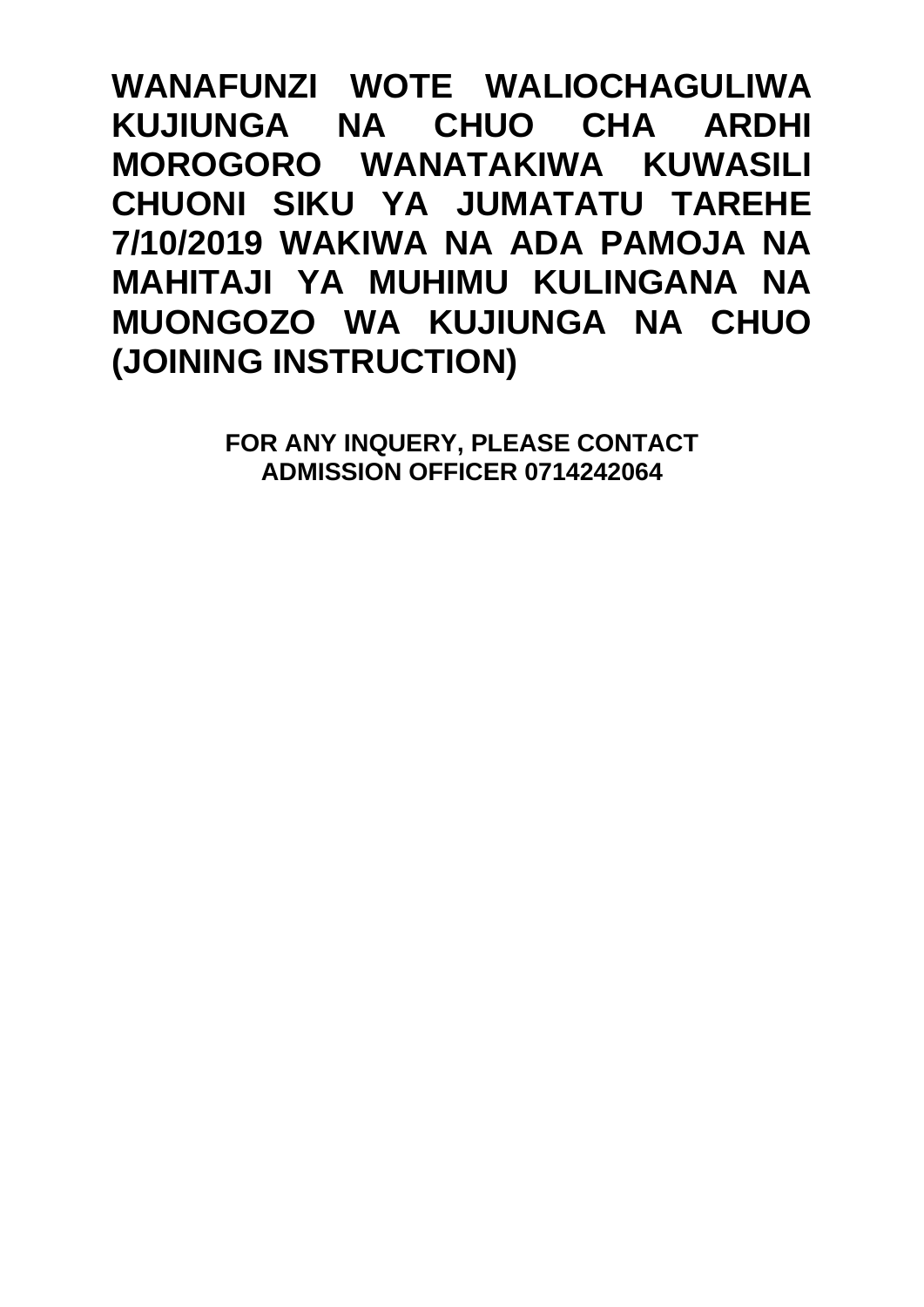**WANAFUNZI WOTE WALIOCHAGULIWA KUJIUNGA NA CHUO CHA ARDHI MOROGORO WANATAKIWA KUWASILI CHUONI SIKU YA JUMATATU TAREHE 7/10/2019 WAKIWA NA ADA PAMOJA NA MAHITAJI YA MUHIMU KULINGANA NA MUONGOZO WA KUJIUNGA NA CHUO (JOINING INSTRUCTION)**

**FOR ANY INQUERY, PLEASE CONTACT ADMISSION OFFICER 0714242064**